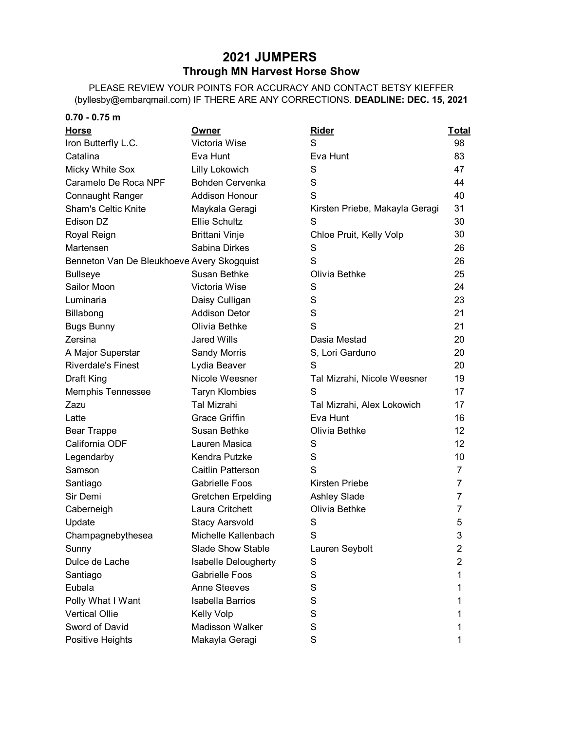# 2021 JUMPERS

## Through MN Harvest Horse Show

PLEASE REVIEW YOUR POINTS FOR ACCURACY AND CONTACT BETSY KIEFFER (byllesby@embarqmail.com) IF THERE ARE ANY CORRECTIONS. **DEADLINE: DEC. 15, 2021**

**0.70 - 0.75 m**

| Horse | Owner | Rider | Total |
|---|---|---|---|
| Iron Butterfly L.C. | Victoria Wise | S | 98 |
| Catalina | Eva Hunt | Eva Hunt | 83 |
| Micky White Sox | Lilly Lokowich | S | 47 |
| Caramelo De Roca NPF | Bohden Cervenka | S | 44 |
| Connaught Ranger | Addison Honour | S | 40 |
| Sham's Celtic Knite | Maykala Geragi | Kirsten Priebe, Makayla Geragi | 31 |
| Edison DZ | Ellie Schultz | S | 30 |
| Royal Reign | Brittani Vinje | Chloe Pruit, Kelly Volp | 30 |
| Martensen | Sabina Dirkes | S | 26 |
| Benneton Van De Bleukhoeve | Avery Skogquist | S | 26 |
| Bullseye | Susan Bethke | Olivia Bethke | 25 |
| Sailor Moon | Victoria Wise | S | 24 |
| Luminaria | Daisy Culligan | S | 23 |
| Billabong | Addison Detor | S | 21 |
| Bugs Bunny | Olivia Bethke | S | 21 |
| Zersina | Jared Wills | Dasia Mestad | 20 |
| A Major Superstar | Sandy Morris | S, Lori Garduno | 20 |
| Riverdale's Finest | Lydia Beaver | S | 20 |
| Draft King | Nicole Weesner | Tal Mizrahi, Nicole Weesner | 19 |
| Memphis Tennessee | Taryn Klombies | S | 17 |
| Zazu | Tal Mizrahi | Tal Mizrahi, Alex Lokowich | 17 |
| Latte | Grace Griffin | Eva Hunt | 16 |
| Bear Trappe | Susan Bethke | Olivia Bethke | 12 |
| California ODF | Lauren Masica | S | 12 |
| Legendarby | Kendra Putzke | S | 10 |
| Samson | Caitlin Patterson | S | 7 |
| Santiago | Gabrielle Foos | Kirsten Priebe | 7 |
| Sir Demi | Gretchen Erpelding | Ashley Slade | 7 |
| Caberneigh | Laura Critchett | Olivia Bethke | 7 |
| Update | Stacy Aarsvold | S | 5 |
| Champagnebythesea | Michelle Kallenbach | S | 3 |
| Sunny | Slade Show Stable | Lauren Seybolt | 2 |
| Dulce de Lache | Isabelle Delougherty | S | 2 |
| Santiago | Gabrielle Foos | S | 1 |
| Eubala | Anne Steeves | S | 1 |
| Polly What I Want | Isabella Barrios | S | 1 |
| Vertical Ollie | Kelly Volp | S | 1 |
| Sword of David | Madisson Walker | S | 1 |
| Positive Heights | Makayla Geragi | S | 1 |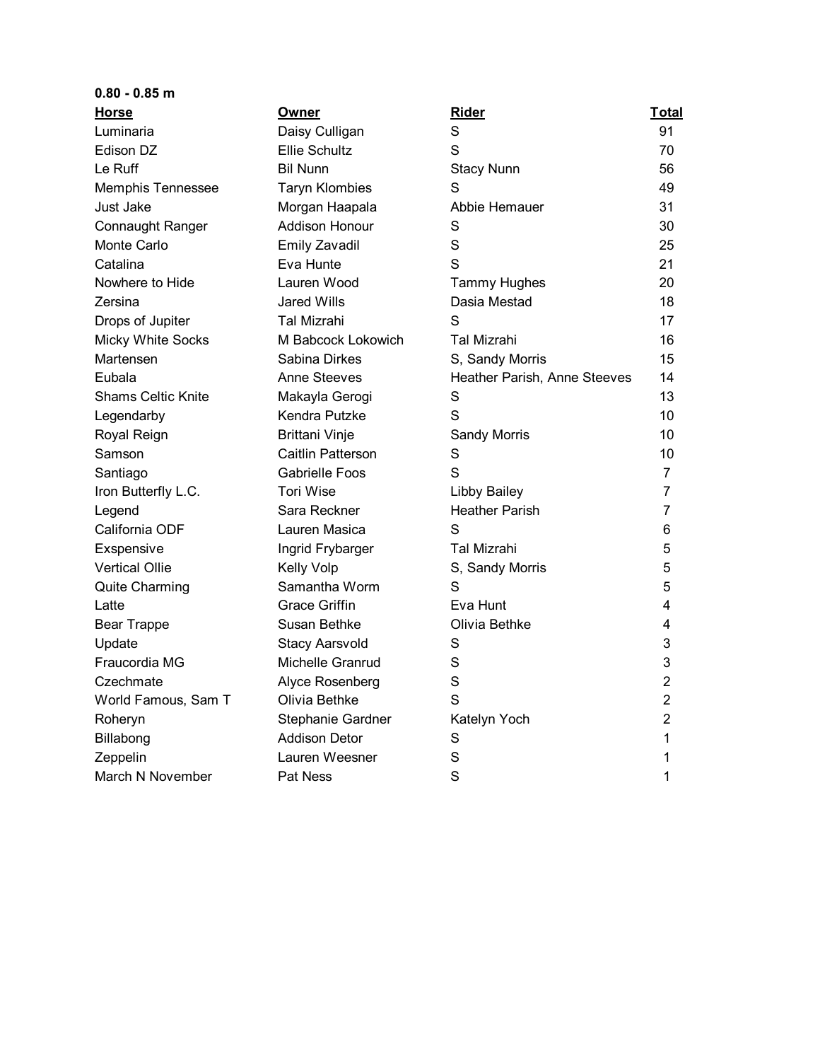**0.80 - 0.85 m**

| Horse | Owner | Rider | Total |
|---|---|---|---|
| Luminaria | Daisy Culligan | S | 91 |
| Edison DZ | Ellie Schultz | S | 70 |
| Le Ruff | Bil Nunn | Stacy Nunn | 56 |
| Memphis Tennessee | Taryn Klombies | S | 49 |
| Just Jake | Morgan Haapala | Abbie Hemauer | 31 |
| Connaught Ranger | Addison Honour | S | 30 |
| Monte Carlo | Emily Zavadil | S | 25 |
| Catalina | Eva Hunte | S | 21 |
| Nowhere to Hide | Lauren Wood | Tammy Hughes | 20 |
| Zersina | Jared Wills | Dasia Mestad | 18 |
| Drops of Jupiter | Tal Mizrahi | S | 17 |
| Micky White Socks | M Babcock Lokowich | Tal Mizrahi | 16 |
| Martensen | Sabina Dirkes | S, Sandy Morris | 15 |
| Eubala | Anne Steeves | Heather Parish, Anne Steeves | 14 |
| Shams Celtic Knite | Makayla Gerogi | S | 13 |
| Legendarby | Kendra Putzke | S | 10 |
| Royal Reign | Brittani Vinje | Sandy Morris | 10 |
| Samson | Caitlin Patterson | S | 10 |
| Santiago | Gabrielle Foos | S | 7 |
| Iron Butterfly L.C. | Tori Wise | Libby Bailey | 7 |
| Legend | Sara Reckner | Heather Parish | 7 |
| California ODF | Lauren Masica | S | 6 |
| Exspensive | Ingrid Frybarger | Tal Mizrahi | 5 |
| Vertical Ollie | Kelly Volp | S, Sandy Morris | 5 |
| Quite Charming | Samantha Worm | S | 5 |
| Latte | Grace Griffin | Eva Hunt | 4 |
| Bear Trappe | Susan Bethke | Olivia Bethke | 4 |
| Update | Stacy Aarsvold | S | 3 |
| Fraucordia MG | Michelle Granrud | S | 3 |
| Czechmate | Alyce Rosenberg | S | 2 |
| World Famous, Sam T | Olivia Bethke | S | 2 |
| Roheryn | Stephanie Gardner | Katelyn Yoch | 2 |
| Billabong | Addison Detor | S | 1 |
| Zeppelin | Lauren Weesner | S | 1 |
| March N November | Pat Ness | S | 1 |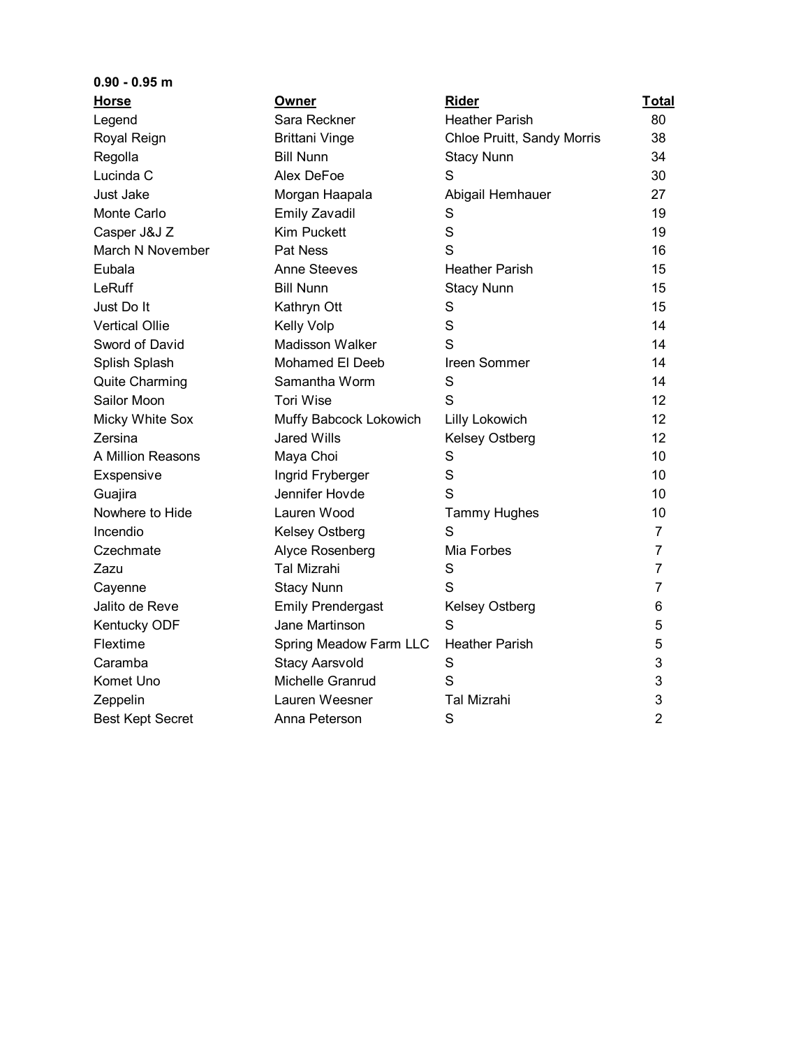**0.90 - 0.95 m**

| Horse | Owner | Rider | Total |
|---|---|---|---|
| Legend | Sara Reckner | Heather Parish | 80 |
| Royal Reign | Brittani Vinge | Chloe Pruitt, Sandy Morris | 38 |
| Regolla | Bill Nunn | Stacy Nunn | 34 |
| Lucinda C | Alex DeFoe | S | 30 |
| Just Jake | Morgan Haapala | Abigail Hemhauer | 27 |
| Monte Carlo | Emily Zavadil | S | 19 |
| Casper J&J Z | Kim Puckett | S | 19 |
| March N November | Pat Ness | S | 16 |
| Eubala | Anne Steeves | Heather Parish | 15 |
| LeRuff | Bill Nunn | Stacy Nunn | 15 |
| Just Do It | Kathryn Ott | S | 15 |
| Vertical Ollie | Kelly Volp | S | 14 |
| Sword of David | Madisson Walker | S | 14 |
| Splish Splash | Mohamed El Deeb | Ireen Sommer | 14 |
| Quite Charming | Samantha Worm | S | 14 |
| Sailor Moon | Tori Wise | S | 12 |
| Micky White Sox | Muffy Babcock Lokowich | Lilly Lokowich | 12 |
| Zersina | Jared Wills | Kelsey Ostberg | 12 |
| A Million Reasons | Maya Choi | S | 10 |
| Exspensive | Ingrid Fryberger | S | 10 |
| Guajira | Jennifer Hovde | S | 10 |
| Nowhere to Hide | Lauren Wood | Tammy Hughes | 10 |
| Incendio | Kelsey Ostberg | S | 7 |
| Czechmate | Alyce Rosenberg | Mia Forbes | 7 |
| Zazu | Tal Mizrahi | S | 7 |
| Cayenne | Stacy Nunn | S | 7 |
| Jalito de Reve | Emily Prendergast | Kelsey Ostberg | 6 |
| Kentucky ODF | Jane Martinson | S | 5 |
| Flextime | Spring Meadow Farm LLC | Heather Parish | 5 |
| Caramba | Stacy Aarsvold | S | 3 |
| Komet Uno | Michelle Granrud | S | 3 |
| Zeppelin | Lauren Weesner | Tal Mizrahi | 3 |
| Best Kept Secret | Anna Peterson | S | 2 |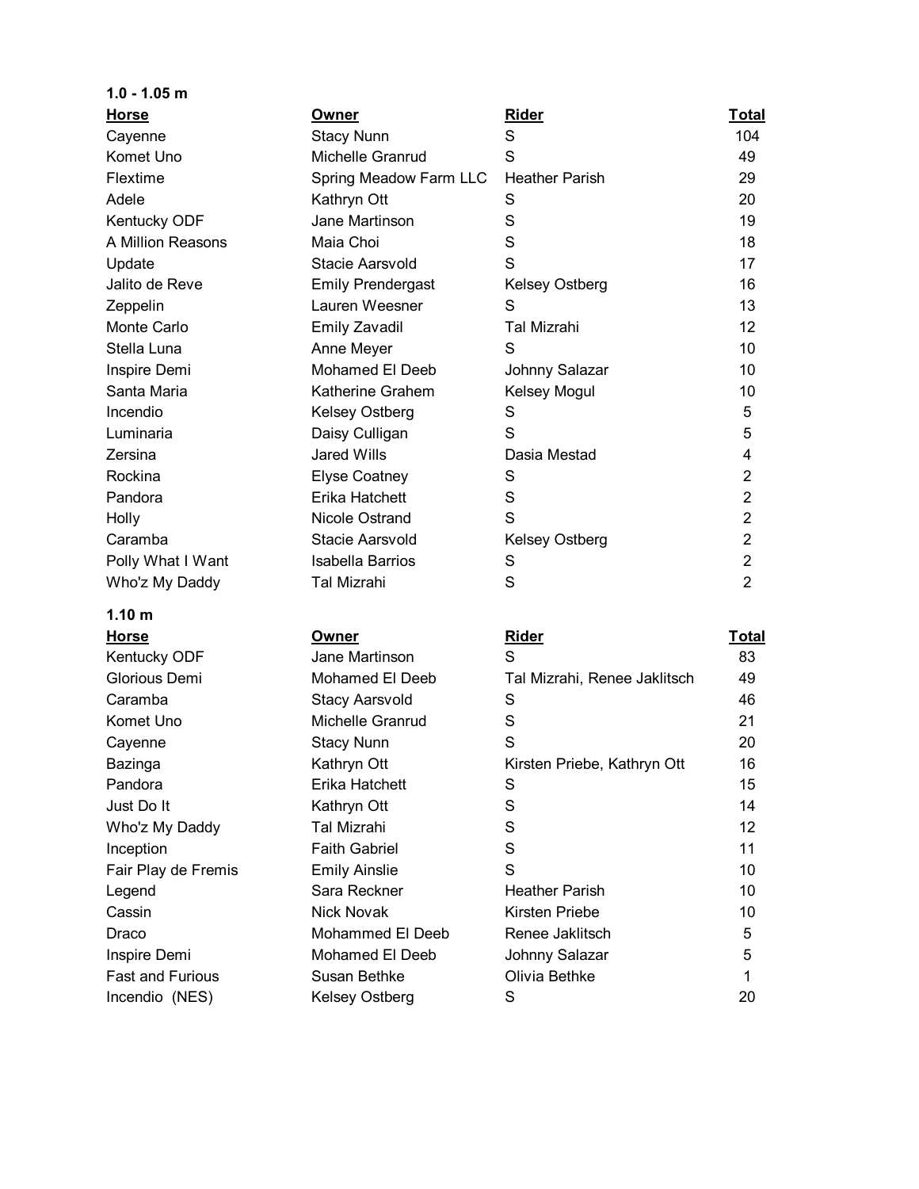**1.0 - 1.05 m**

| Horse | Owner | Rider | Total |
|---|---|---|---|
| Cayenne | Stacy Nunn | S | 104 |
| Komet Uno | Michelle Granrud | S | 49 |
| Flextime | Spring Meadow Farm LLC | Heather Parish | 29 |
| Adele | Kathryn Ott | S | 20 |
| Kentucky ODF | Jane Martinson | S | 19 |
| A Million Reasons | Maia Choi | S | 18 |
| Update | Stacie Aarsvold | S | 17 |
| Jalito de Reve | Emily Prendergast | Kelsey Ostberg | 16 |
| Zeppelin | Lauren Weesner | S | 13 |
| Monte Carlo | Emily Zavadil | Tal Mizrahi | 12 |
| Stella Luna | Anne Meyer | S | 10 |
| Inspire Demi | Mohamed El Deeb | Johnny Salazar | 10 |
| Santa Maria | Katherine Grahem | Kelsey Mogul | 10 |
| Incendio | Kelsey Ostberg | S | 5 |
| Luminaria | Daisy Culligan | S | 5 |
| Zersina | Jared Wills | Dasia Mestad | 4 |
| Rockina | Elyse Coatney | S | 2 |
| Pandora | Erika Hatchett | S | 2 |
| Holly | Nicole Ostrand | S | 2 |
| Caramba | Stacie Aarsvold | Kelsey Ostberg | 2 |
| Polly What I Want | Isabella Barrios | S | 2 |
| Who'z My Daddy | Tal Mizrahi | S | 2 |

**1.10 m**

| Horse | Owner | Rider | Total |
|---|---|---|---|
| Kentucky ODF | Jane Martinson | S | 83 |
| Glorious Demi | Mohamed El Deeb | Tal Mizrahi, Renee Jaklitsch | 49 |
| Caramba | Stacy Aarsvold | S | 46 |
| Komet Uno | Michelle Granrud | S | 21 |
| Cayenne | Stacy Nunn | S | 20 |
| Bazinga | Kathryn Ott | Kirsten Priebe, Kathryn Ott | 16 |
| Pandora | Erika Hatchett | S | 15 |
| Just Do It | Kathryn Ott | S | 14 |
| Who'z My Daddy | Tal Mizrahi | S | 12 |
| Inception | Faith Gabriel | S | 11 |
| Fair Play de Fremis | Emily Ainslie | S | 10 |
| Legend | Sara Reckner | Heather Parish | 10 |
| Cassin | Nick Novak | Kirsten Priebe | 10 |
| Draco | Mohammed El Deeb | Renee Jaklitsch | 5 |
| Inspire Demi | Mohamed El Deeb | Johnny Salazar | 5 |
| Fast and Furious | Susan Bethke | Olivia Bethke | 1 |
| Incendio (NES) | Kelsey Ostberg | S | 20 |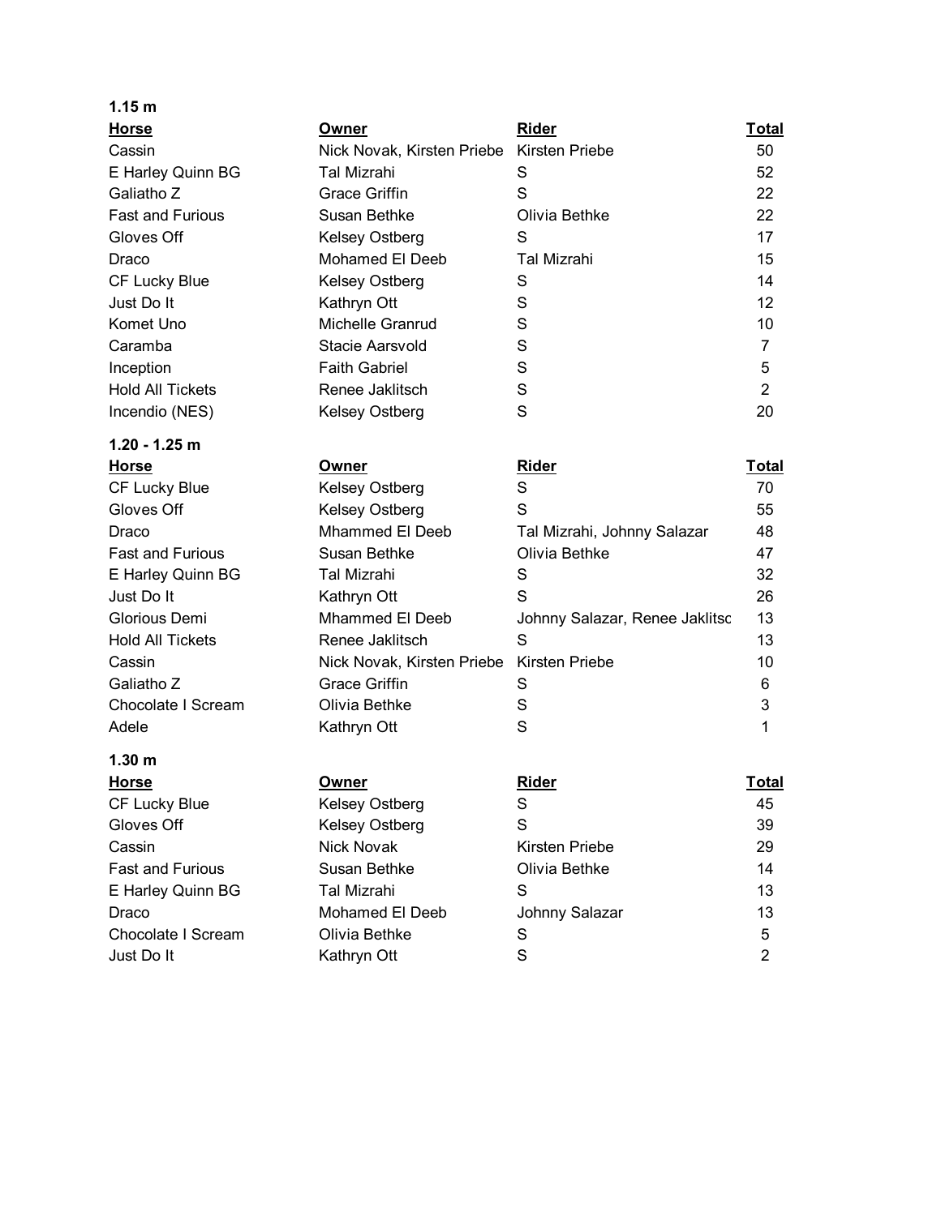**1.15 m**

| Horse | Owner | Rider | Total |
|---|---|---|---|
| Cassin | Nick Novak, Kirsten Priebe | Kirsten Priebe | 50 |
| E Harley Quinn BG | Tal Mizrahi | S | 52 |
| Galiatho Z | Grace Griffin | S | 22 |
| Fast and Furious | Susan Bethke | Olivia Bethke | 22 |
| Gloves Off | Kelsey Ostberg | S | 17 |
| Draco | Mohamed El Deeb | Tal Mizrahi | 15 |
| CF Lucky Blue | Kelsey Ostberg | S | 14 |
| Just Do It | Kathryn Ott | S | 12 |
| Komet Uno | Michelle Granrud | S | 10 |
| Caramba | Stacie Aarsvold | S | 7 |
| Inception | Faith Gabriel | S | 5 |
| Hold All Tickets | Renee Jaklitsch | S | 2 |
| Incendio (NES) | Kelsey Ostberg | S | 20 |

**1.20 - 1.25 m**

| Horse | Owner | Rider | Total |
|---|---|---|---|
| CF Lucky Blue | Kelsey Ostberg | S | 70 |
| Gloves Off | Kelsey Ostberg | S | 55 |
| Draco | Mhammed El Deeb | Tal Mizrahi, Johnny Salazar | 48 |
| Fast and Furious | Susan Bethke | Olivia Bethke | 47 |
| E Harley Quinn BG | Tal Mizrahi | S | 32 |
| Just Do It | Kathryn Ott | S | 26 |
| Glorious Demi | Mhammed El Deeb | Johnny Salazar, Renee Jaklitsc | 13 |
| Hold All Tickets | Renee Jaklitsch | S | 13 |
| Cassin | Nick Novak, Kirsten Priebe | Kirsten Priebe | 10 |
| Galiatho Z | Grace Griffin | S | 6 |
| Chocolate I Scream | Olivia Bethke | S | 3 |
| Adele | Kathryn Ott | S | 1 |

**1.30 m**

| Horse | Owner | Rider | Total |
|---|---|---|---|
| CF Lucky Blue | Kelsey Ostberg | S | 45 |
| Gloves Off | Kelsey Ostberg | S | 39 |
| Cassin | Nick Novak | Kirsten Priebe | 29 |
| Fast and Furious | Susan Bethke | Olivia Bethke | 14 |
| E Harley Quinn BG | Tal Mizrahi | S | 13 |
| Draco | Mohamed El Deeb | Johnny Salazar | 13 |
| Chocolate I Scream | Olivia Bethke | S | 5 |
| Just Do It | Kathryn Ott | S | 2 |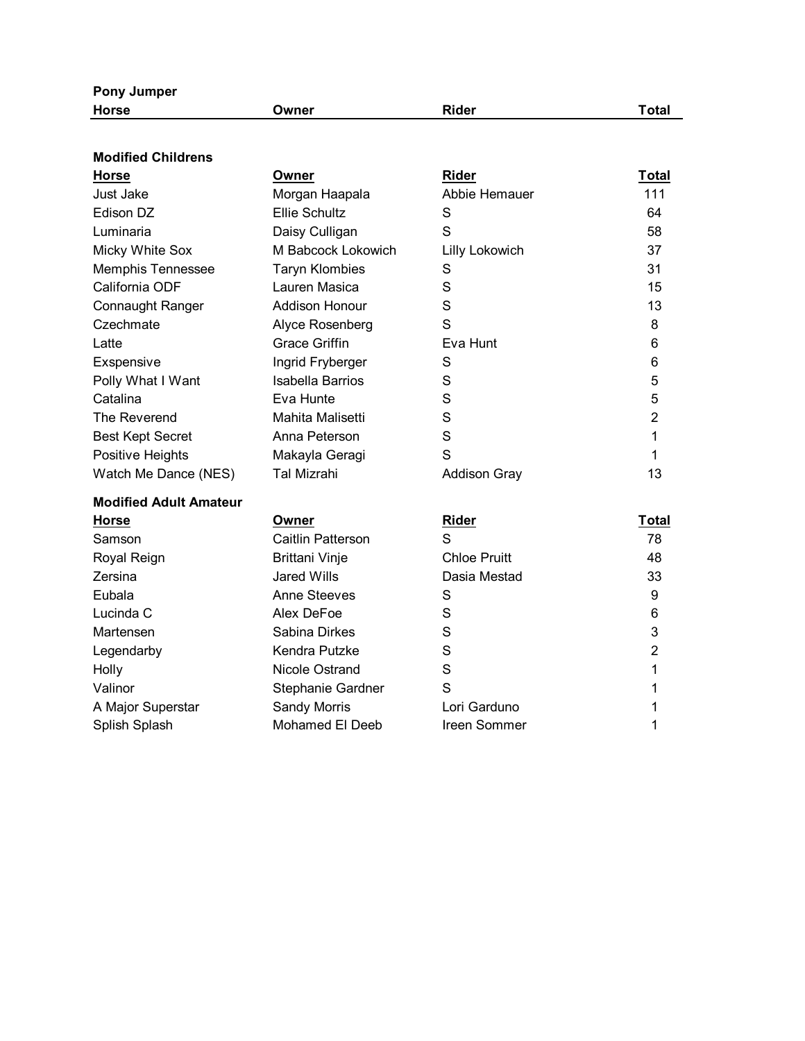**Pony Jumper**

| Horse | Owner | Rider | Total |
|---|---|---|---|

**Modified Childrens**

| Horse | Owner | Rider | Total |
|---|---|---|---|
| Just Jake | Morgan Haapala | Abbie Hemauer | 111 |
| Edison DZ | Ellie Schultz | S | 64 |
| Luminaria | Daisy Culligan | S | 58 |
| Micky White Sox | M Babcock Lokowich | Lilly Lokowich | 37 |
| Memphis Tennessee | Taryn Klombies | S | 31 |
| California ODF | Lauren Masica | S | 15 |
| Connaught Ranger | Addison Honour | S | 13 |
| Czechmate | Alyce Rosenberg | S | 8 |
| Latte | Grace Griffin | Eva Hunt | 6 |
| Exspensive | Ingrid Fryberger | S | 6 |
| Polly What I Want | Isabella Barrios | S | 5 |
| Catalina | Eva Hunte | S | 5 |
| The Reverend | Mahita Malisetti | S | 2 |
| Best Kept Secret | Anna Peterson | S | 1 |
| Positive Heights | Makayla Geragi | S | 1 |
| Watch Me Dance (NES) | Tal Mizrahi | Addison Gray | 13 |

**Modified Adult Amateur**

| Horse | Owner | Rider | Total |
|---|---|---|---|
| Samson | Caitlin Patterson | S | 78 |
| Royal Reign | Brittani Vinje | Chloe Pruitt | 48 |
| Zersina | Jared Wills | Dasia Mestad | 33 |
| Eubala | Anne Steeves | S | 9 |
| Lucinda C | Alex DeFoe | S | 6 |
| Martensen | Sabina Dirkes | S | 3 |
| Legendarby | Kendra Putzke | S | 2 |
| Holly | Nicole Ostrand | S | 1 |
| Valinor | Stephanie Gardner | S | 1 |
| A Major Superstar | Sandy Morris | Lori Garduno | 1 |
| Splish Splash | Mohamed El Deeb | Ireen Sommer | 1 |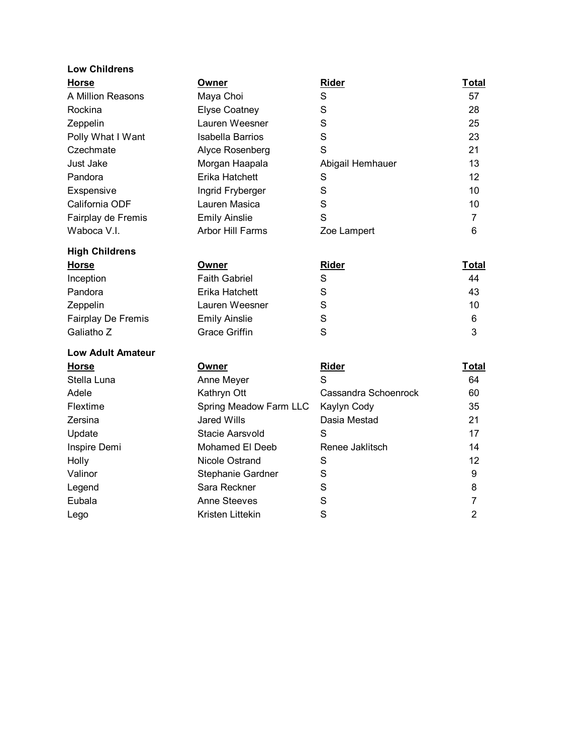**Low Childrens**

| Horse | Owner | Rider | Total |
|---|---|---|---|
| A Million Reasons | Maya Choi | S | 57 |
| Rockina | Elyse Coatney | S | 28 |
| Zeppelin | Lauren Weesner | S | 25 |
| Polly What I Want | Isabella Barrios | S | 23 |
| Czechmate | Alyce Rosenberg | S | 21 |
| Just Jake | Morgan Haapala | Abigail Hemhauer | 13 |
| Pandora | Erika Hatchett | S | 12 |
| Exspensive | Ingrid Fryberger | S | 10 |
| California ODF | Lauren Masica | S | 10 |
| Fairplay de Fremis | Emily Ainslie | S | 7 |
| Waboca V.I. | Arbor Hill Farms | Zoe Lampert | 6 |

**High Childrens**

| Horse | Owner | Rider | Total |
|---|---|---|---|
| Inception | Faith Gabriel | S | 44 |
| Pandora | Erika Hatchett | S | 43 |
| Zeppelin | Lauren Weesner | S | 10 |
| Fairplay De Fremis | Emily Ainslie | S | 6 |
| Galiatho Z | Grace Griffin | S | 3 |

**Low Adult Amateur**

| Horse | Owner | Rider | Total |
|---|---|---|---|
| Stella Luna | Anne Meyer | S | 64 |
| Adele | Kathryn Ott | Cassandra Schoenrock | 60 |
| Flextime | Spring Meadow Farm LLC | Kaylyn Cody | 35 |
| Zersina | Jared Wills | Dasia Mestad | 21 |
| Update | Stacie Aarsvold | S | 17 |
| Inspire Demi | Mohamed El Deeb | Renee Jaklitsch | 14 |
| Holly | Nicole Ostrand | S | 12 |
| Valinor | Stephanie Gardner | S | 9 |
| Legend | Sara Reckner | S | 8 |
| Eubala | Anne Steeves | S | 7 |
| Lego | Kristen Littekin | S | 2 |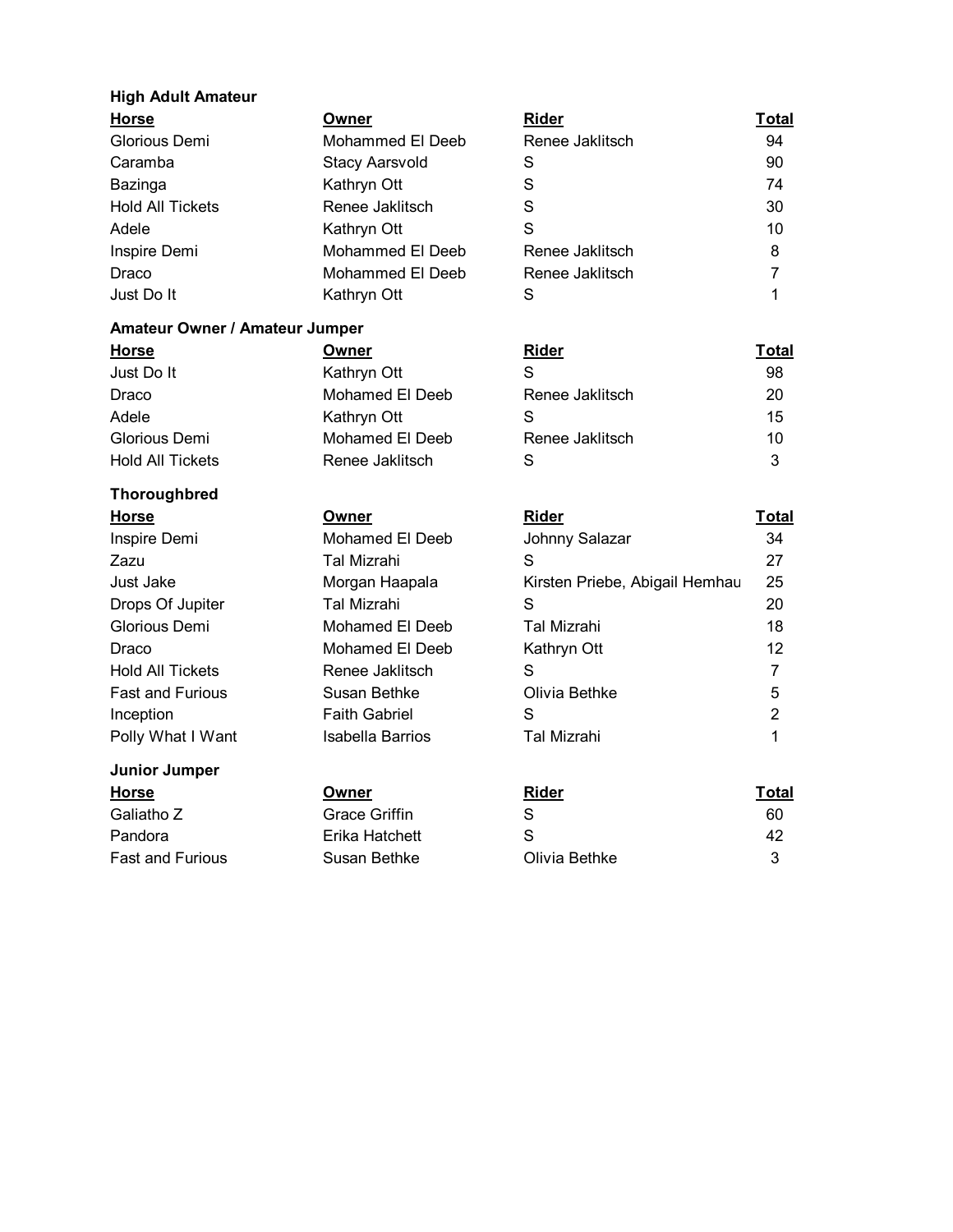**High Adult Amateur**

| Horse | Owner | Rider | Total |
|---|---|---|---|
| Glorious Demi | Mohammed El Deeb | Renee Jaklitsch | 94 |
| Caramba | Stacy Aarsvold | S | 90 |
| Bazinga | Kathryn Ott | S | 74 |
| Hold All Tickets | Renee Jaklitsch | S | 30 |
| Adele | Kathryn Ott | S | 10 |
| Inspire Demi | Mohammed El Deeb | Renee Jaklitsch | 8 |
| Draco | Mohammed El Deeb | Renee Jaklitsch | 7 |
| Just Do It | Kathryn Ott | S | 1 |

**Amateur Owner / Amateur Jumper**

| Horse | Owner | Rider | Total |
|---|---|---|---|
| Just Do It | Kathryn Ott | S | 98 |
| Draco | Mohamed El Deeb | Renee Jaklitsch | 20 |
| Adele | Kathryn Ott | S | 15 |
| Glorious Demi | Mohamed El Deeb | Renee Jaklitsch | 10 |
| Hold All Tickets | Renee Jaklitsch | S | 3 |

**Thoroughbred**

| Horse | Owner | Rider | Total |
|---|---|---|---|
| Inspire Demi | Mohamed El Deeb | Johnny Salazar | 34 |
| Zazu | Tal Mizrahi | S | 27 |
| Just Jake | Morgan Haapala | Kirsten Priebe, Abigail Hemhau | 25 |
| Drops Of Jupiter | Tal Mizrahi | S | 20 |
| Glorious Demi | Mohamed El Deeb | Tal Mizrahi | 18 |
| Draco | Mohamed El Deeb | Kathryn Ott | 12 |
| Hold All Tickets | Renee Jaklitsch | S | 7 |
| Fast and Furious | Susan Bethke | Olivia Bethke | 5 |
| Inception | Faith Gabriel | S | 2 |
| Polly What I Want | Isabella Barrios | Tal Mizrahi | 1 |

**Junior Jumper**

| Horse | Owner | Rider | Total |
|---|---|---|---|
| Galiatho Z | Grace Griffin | S | 60 |
| Pandora | Erika Hatchett | S | 42 |
| Fast and Furious | Susan Bethke | Olivia Bethke | 3 |